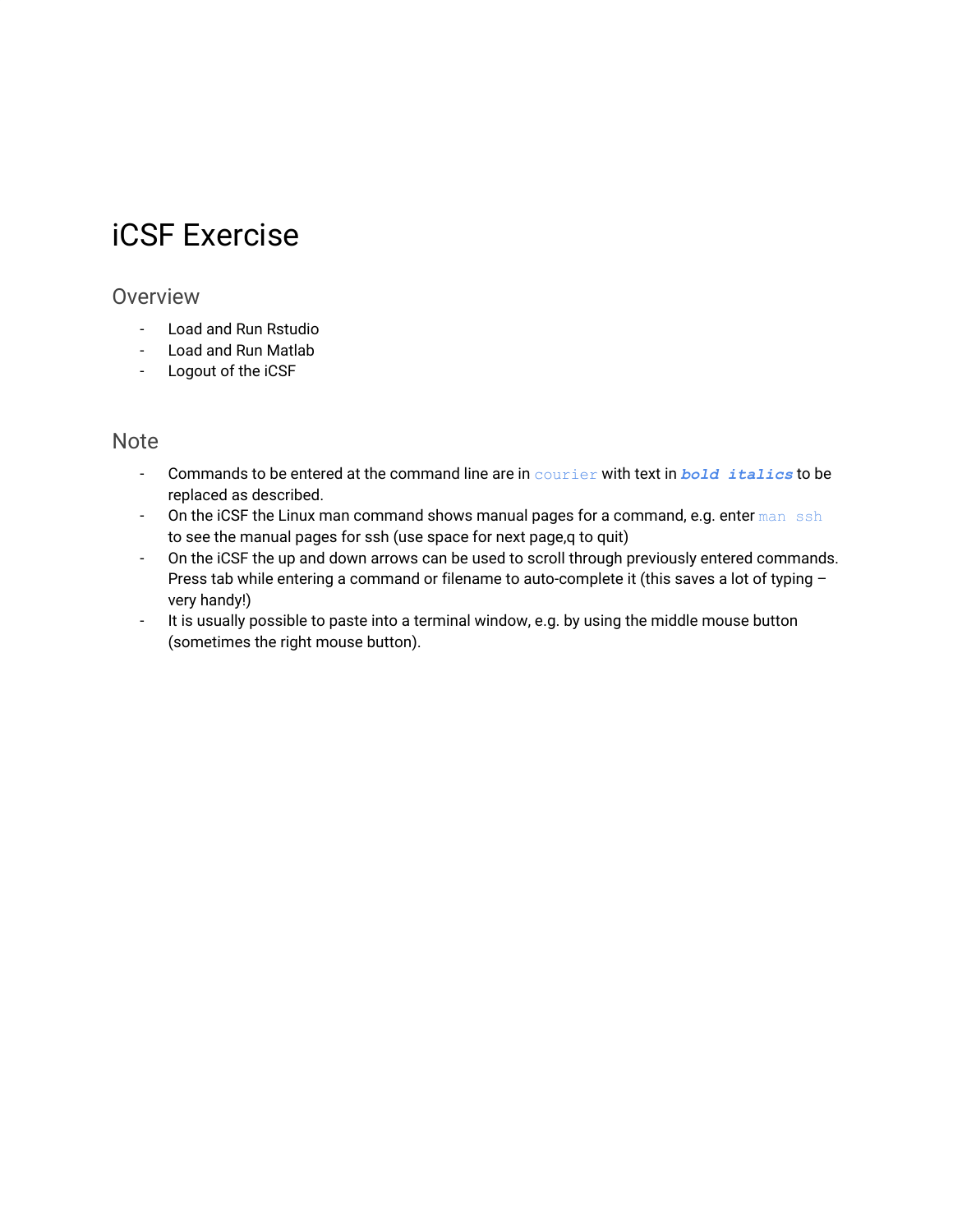# iCSF Exercise

## Overview

- Load and Run Rstudio
- Load and Run Matlab
- Logout of the iCSF

## Note

- Commands to be entered at the command line are in `courier` with text in ***`bold italics`*** to be replaced as described.
- On the iCSF the Linux man command shows manual pages for a command, e.g. enter `man ssh` to see the manual pages for ssh (use space for next page,q to quit)
- On the iCSF the up and down arrows can be used to scroll through previously entered commands. Press tab while entering a command or filename to auto-complete it (this saves a lot of typing – very handy!)
- It is usually possible to paste into a terminal window, e.g. by using the middle mouse button (sometimes the right mouse button).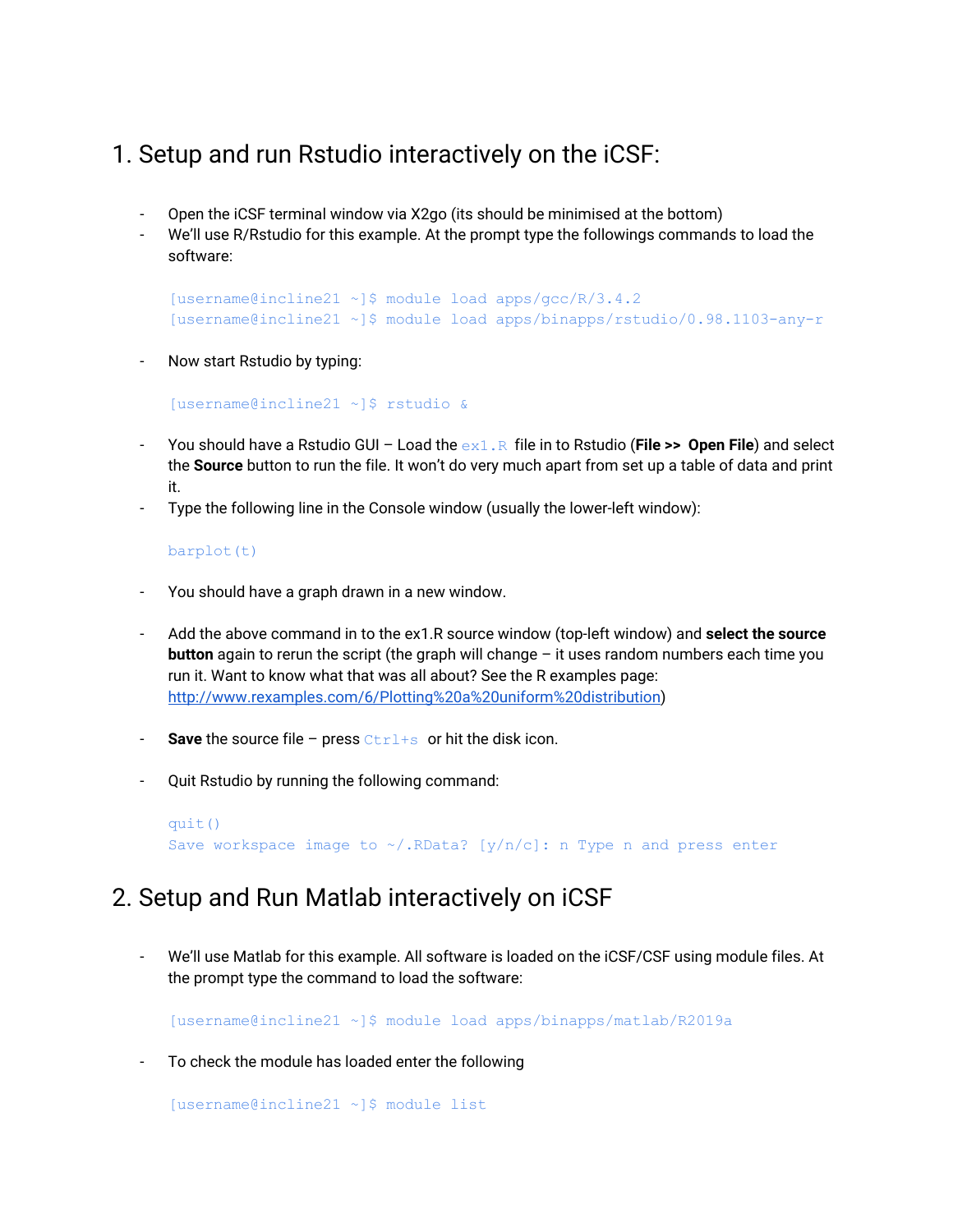# 1. Setup and run Rstudio interactively on the iCSF:

- Open the iCSF terminal window via X2go (its should be minimised at the bottom)
- We'll use R/Rstudio for this example. At the prompt type the followings commands to load the software:

```
[username@incline21 ~]$ module load apps/gcc/R/3.4.2
[username@incline21 ~]$ module load apps/binapps/rstudio/0.98.1103-any-r
```

- Now start Rstudio by typing:

```
[username@incline21 ~]$ rstudio &
```

- You should have a Rstudio GUI – Load the `ex1.R` file in to Rstudio (**File >> Open File**) and select the **Source** button to run the file. It won't do very much apart from set up a table of data and print it.
- Type the following line in the Console window (usually the lower-left window):

```
barplot(t)
```

- You should have a graph drawn in a new window.

- Add the above command in to the ex1.R source window (top-left window) and **select the source button** again to rerun the script (the graph will change – it uses random numbers each time you run it. Want to know what that was all about? See the R examples page: [http://www.rexamples.com/6/Plotting%20a%20uniform%20distribution](http://www.rexamples.com/6/Plotting%20a%20uniform%20distribution))

- **Save** the source file – press `Ctrl+s` or hit the disk icon.

- Quit Rstudio by running the following command:

```
quit()
Save workspace image to ~/.RData? [y/n/c]: n Type n and press enter
```

# 2. Setup and Run Matlab interactively on iCSF

- We'll use Matlab for this example. All software is loaded on the iCSF/CSF using module files. At the prompt type the command to load the software:

```
[username@incline21 ~]$ module load apps/binapps/matlab/R2019a
```

- To check the module has loaded enter the following

```
[username@incline21 ~]$ module list
```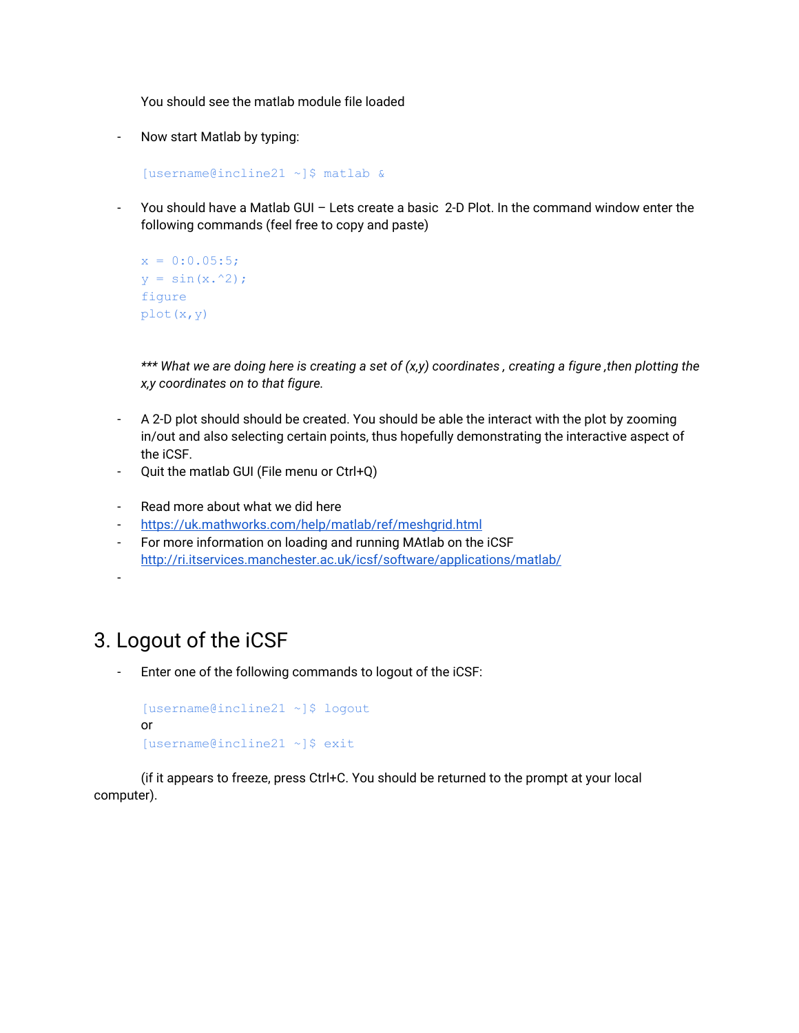You should see the matlab module file loaded

- Now start Matlab by typing:

```
[username@incline21 ~]$ matlab &
```

- You should have a Matlab GUI – Lets create a basic 2-D Plot. In the command window enter the following commands (feel free to copy and paste)

```
x = 0:0.05:5;
y = sin(x.^2);
figure
plot(x,y)
```

*\*\*\* What we are doing here is creating a set of (x,y) coordinates , creating a figure ,then plotting the x,y coordinates on to that figure.*

- A 2-D plot should should be created. You should be able the interact with the plot by zooming in/out and also selecting certain points, thus hopefully demonstrating the interactive aspect of the iCSF.
- Quit the matlab GUI (File menu or Ctrl+Q)

- Read more about what we did here
- https://uk.mathworks.com/help/matlab/ref/meshgrid.html
- For more information on loading and running MAtlab on the iCSF http://ri.itservices.manchester.ac.uk/icsf/software/applications/matlab/
-

## 3. Logout of the iCSF

- Enter one of the following commands to logout of the iCSF:

```
[username@incline21 ~]$ logout
```

or

```
[username@incline21 ~]$ exit
```

(if it appears to freeze, press Ctrl+C. You should be returned to the prompt at your local computer).